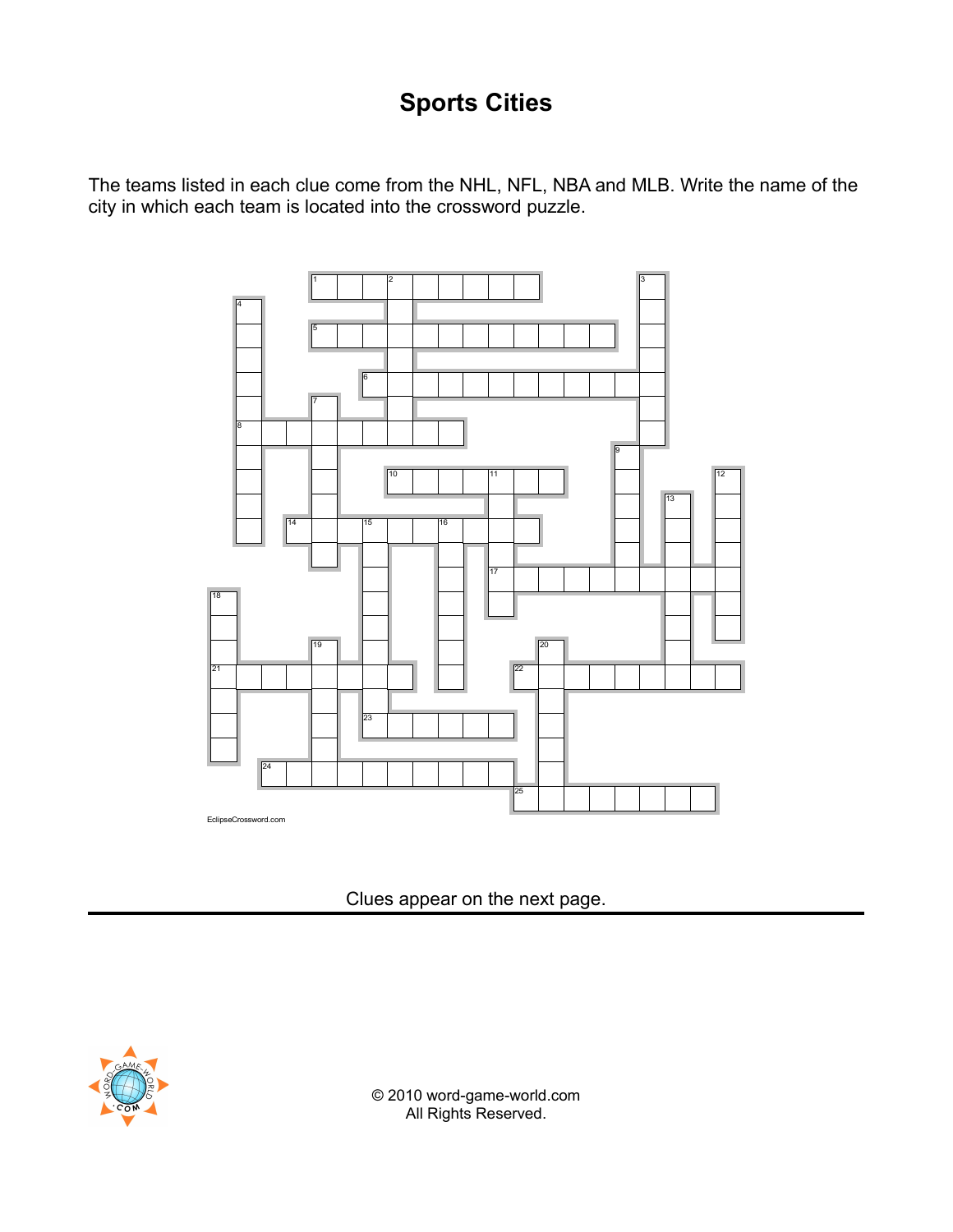# Sports Cities

The teams listed in each clue come from the NHL, NFL, NBA and MLB. Write the name of the city in which each team is located into the crossword puzzle.

EclipseCrossword.com

Clues appear on the next page.

© 2010 word-game-world.com
All Rights Reserved.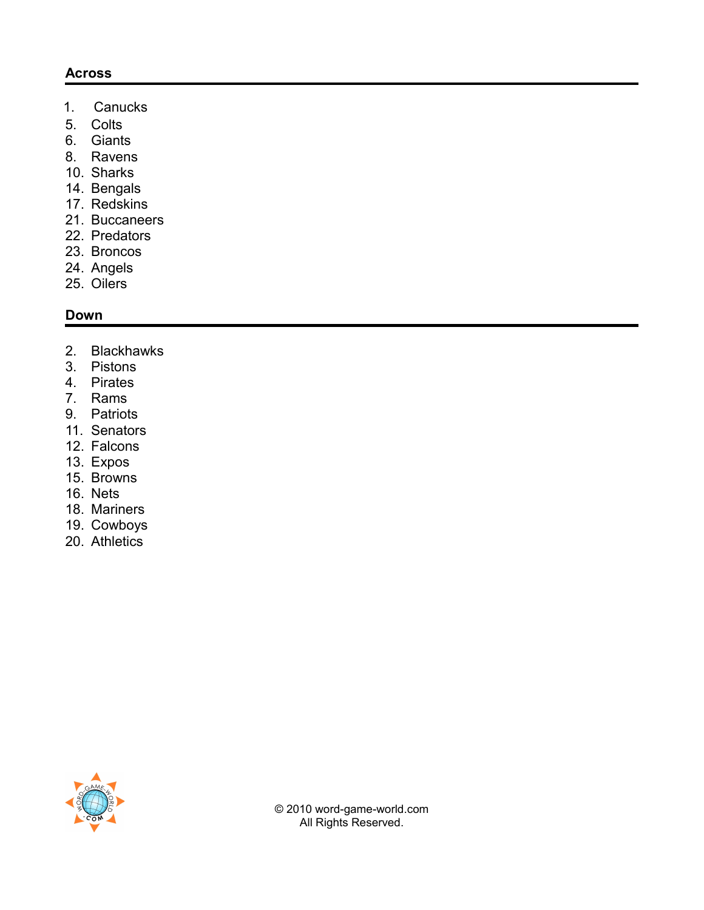## Across

1. Canucks
5. Colts
6. Giants
8. Ravens
10. Sharks
14. Bengals
17. Redskins
21. Buccaneers
22. Predators
23. Broncos
24. Angels
25. Oilers

## Down

2. Blackhawks
3. Pistons
4. Pirates
7. Rams
9. Patriots
11. Senators
12. Falcons
13. Expos
15. Browns
16. Nets
18. Mariners
19. Cowboys
20. Athletics

© 2010 word-game-world.com
All Rights Reserved.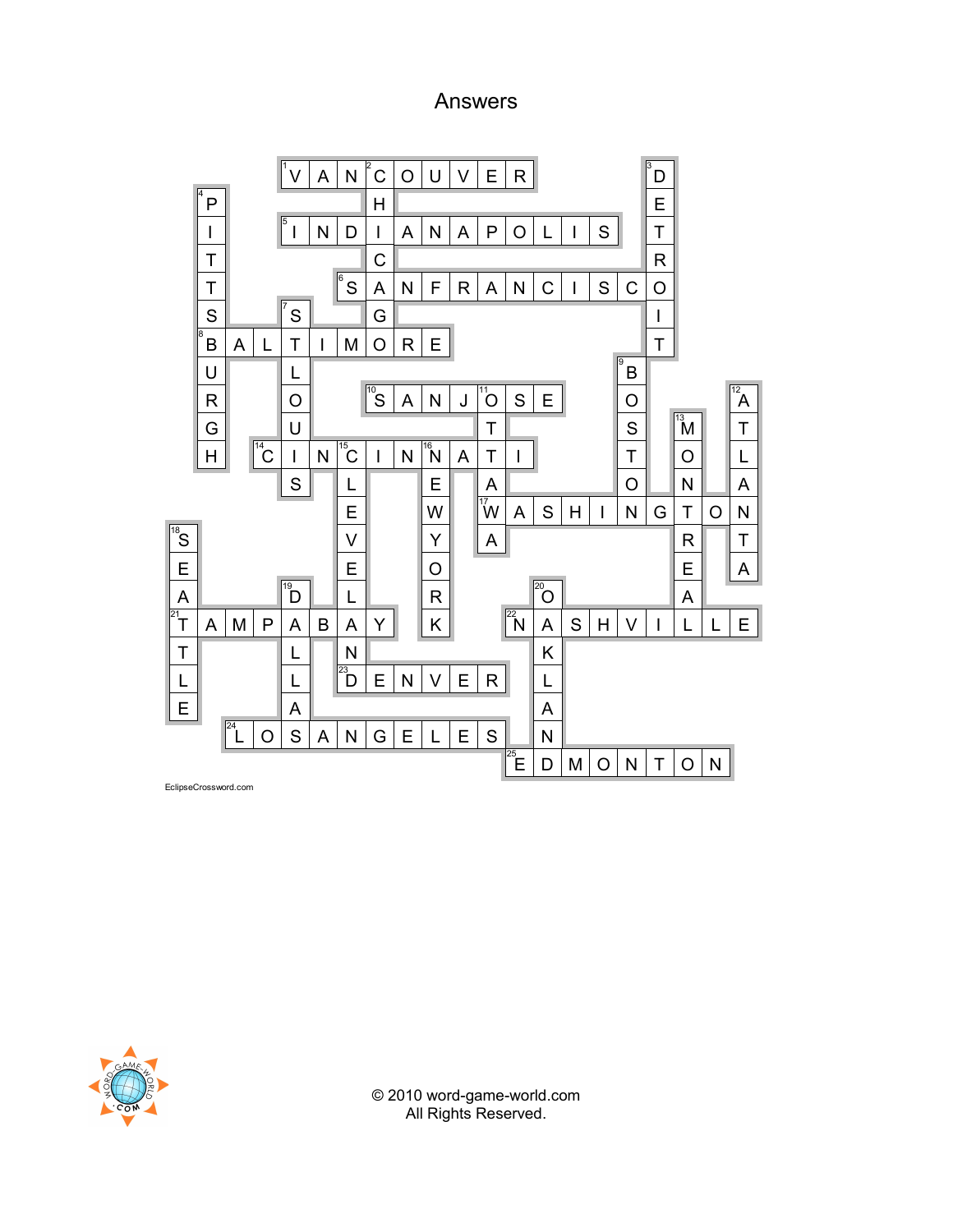# Answers

**Across**

1. VANCOUVER
5. INDIANAPOLIS
6. SANFRANCISCO
8. BALTIMORE
10. SANJOSE
14. CINCINNATI
17. WASHINGTON
21. TAMPABAY
22. NASHVILLE
23. DENVER
24. LOSANGELES
25. EDMONTON

**Down**

2. CHICAGO
3. DETROIT
4. PITTSBURGH
7. STLOUIS
9. BOSTON
11. OTTAWA
12. ATLANTA
13. MONTREAL
15. CLEVELAND
16. NEWYORK
18. SEATTLE
19. DALLAS
20. OAKLAND

EclipseCrossword.com

© 2010 word-game-world.com
All Rights Reserved.